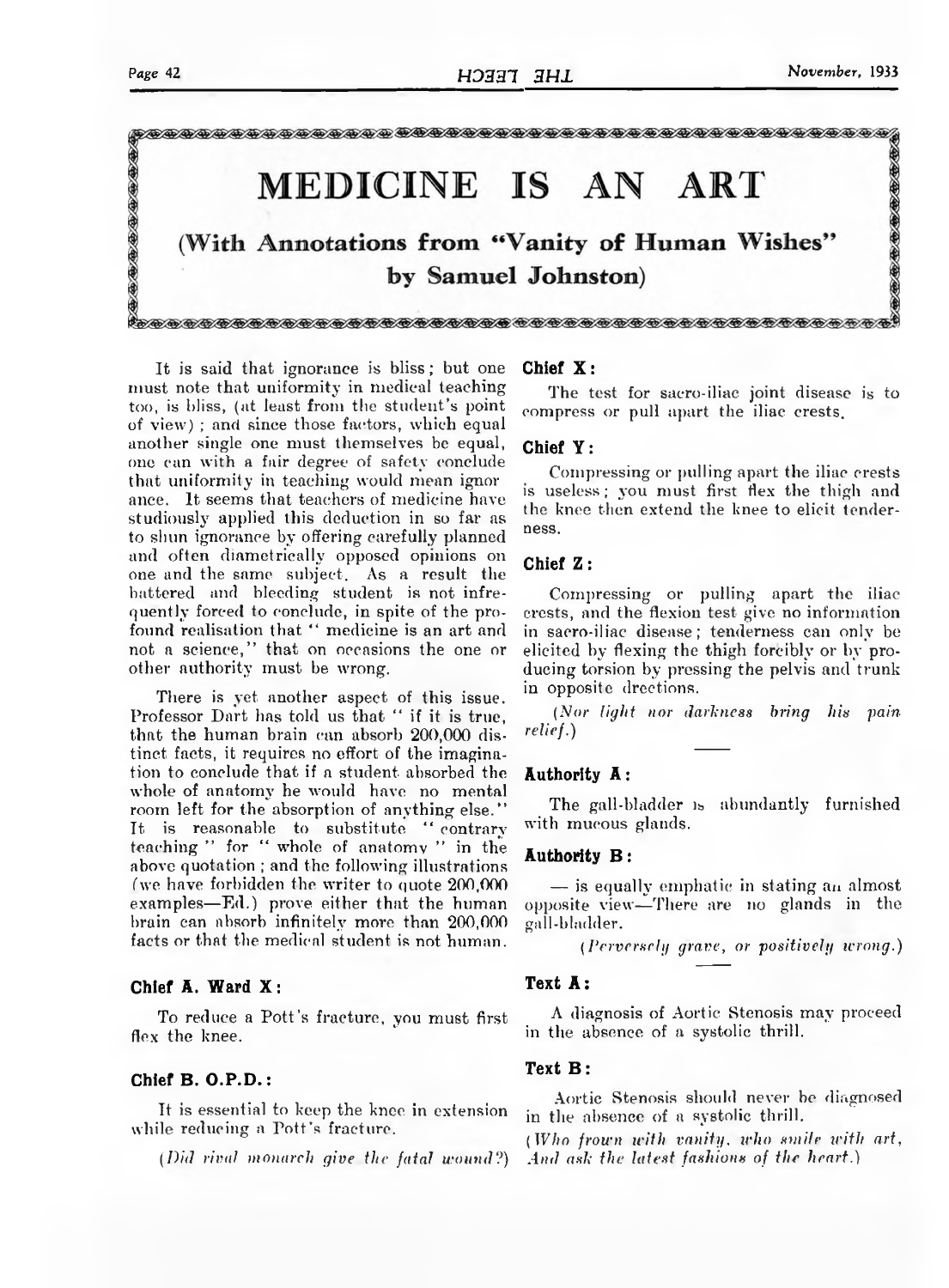# MEDICINE IS AN ART

## (With Annotations from "Vanity of Human Wishes" by Samuel Johnston)

It is said that ignorance is bliss; but one must note that uniformity in medical teaching too, is bliss, (at least from the student's point of view); and since those factors, which equal another single one must themselves be equal, one can with a fair degree of safety conclude that uniformity in teaching would mean ignorance. It seems that teachers of medicine have studiously applied this deduction in so far as to shun ignorance by offering carefully planned and often diametrically opposed opinions on one and the same subject. As a result the battered and bleeding student is not infrequently forced to conclude, in spite of the profound realisation that "medicine is an art and not a science," that on occasions the one or other authority must be wrong.

There is yet another aspect of this issue. Professor Dart has told us that "if it is true, that the human brain can absorb 200,000 distinct facts, it requires no effort of the imagination to conclude that if a student absorbed the whole of anatomy he would have no mental room left for the absorption of anything else." It is reasonable to substitute "contrary teaching" for "whole of anatomy" in the above quotation; and the following illustrations (we have forbidden the writer to quote 200,000 examples—Ed.) prove either that the human brain can absorb infinitely more than 200,000 facts or that the medical student is not human.

### Chief A. Ward X:

To reduce a Pott's fracture, you must first flex the knee.

### Chief B. O.P.D.:

It is essential to keep the knee in extension while reducing a Pott's fracture.

*(Did rival monarch give the fatal wound?)*

### Chief X:

The test for sacro-iliac joint disease is to compress or pull apart the iliac crests.

### Chief Y:

Compressing or pulling apart the iliac crests is useless; you must first flex the thigh and the knee then extend the knee to elicit tenderness.

### Chief Z:

Compressing or pulling apart the iliac crests, and the flexion test give no information in sacro-iliac disease; tenderness can only be elicited by flexing the thigh forcibly or by producing torsion by pressing the pelvis and trunk in opposite drections.

*(Nor light nor darkness bring his pain relief.)*

---

### Authority A:

The gall-bladder is abundantly furnished with mucous glands.

### Authority B:

— is equally emphatic in stating an almost opposite view—There are no glands in the gall-bladder.

*(Perversely grave, or positively wrong.)*

---

### Text A:

A diagnosis of Aortic Stenosis may proceed in the absence of a systolic thrill.

### Text B:

Aortic Stenosis should never be diagnosed in the absence of a systolic thrill.

*(Who frown with vanity, who smile with art, And ask the latest fashions of the heart.)*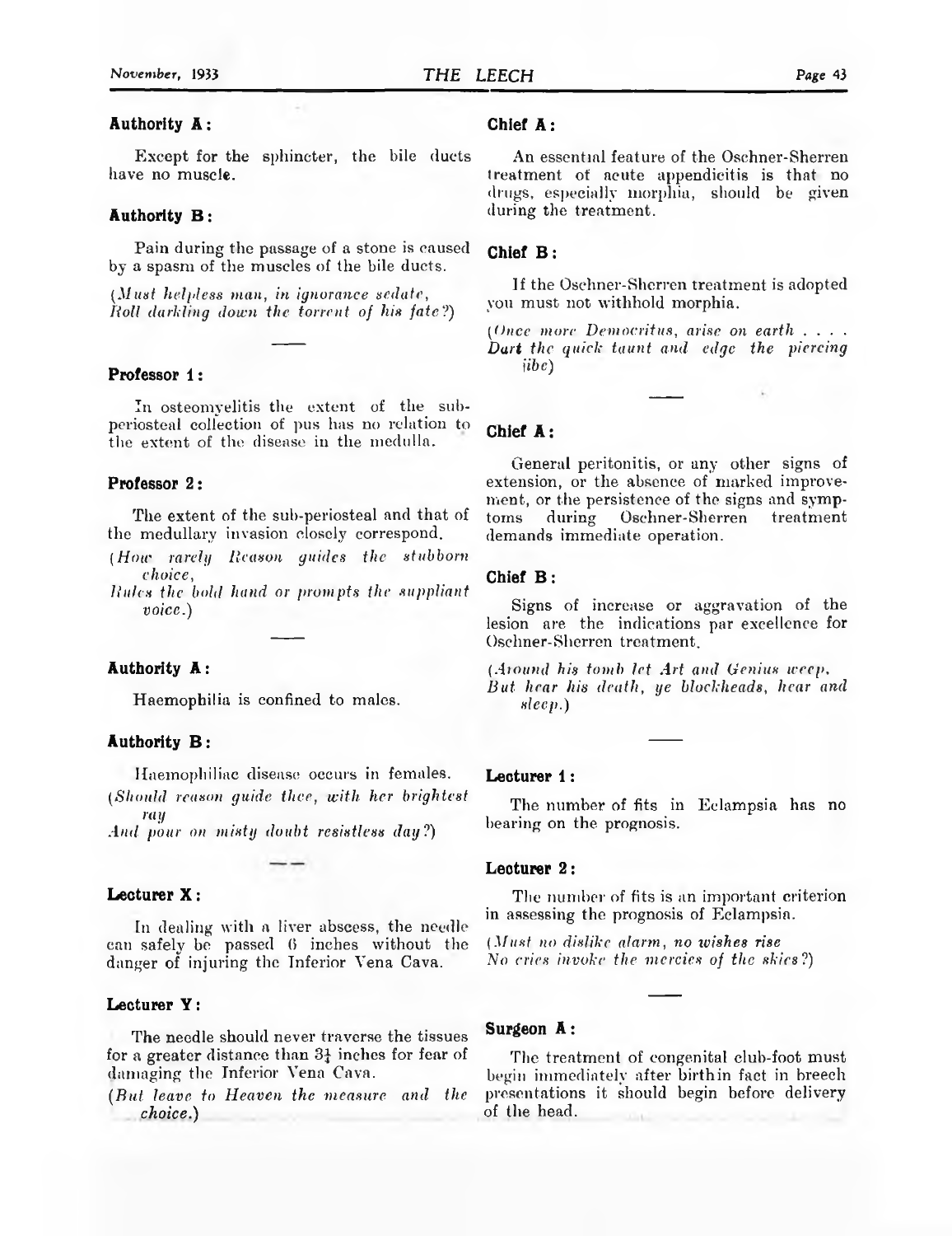**Authority A:**

Except for the sphincter, the bile ducts have no muscle.

**Authority B:**

Pain during the passage of a stone is caused by a spasm of the muscles of the bile ducts.

*(Must helpless man, in ignorance sedate,*
*Roll darkling down the torrent of his fate?)*

—

**Professor 1:**

In osteomyelitis the extent of the sub-periosteal collection of pus has no relation to the extent of the disease in the medulla.

**Professor 2:**

The extent of the sub-periosteal and that of the medullary invasion closely correspond.

*(How rarely Reason guides the stubborn choice,*
*Rules the bold hand or prompts the suppliant voice.)*

—

**Authority A:**

Haemophilia is confined to males.

**Authority B:**

Haemophiliac disease occurs in females.

*(Should reason guide thee, with her brightest ray*
*And pour on misty doubt resistless day?)*

—

**Lecturer X:**

In dealing with a liver abscess, the needle can safely be passed 6 inches without the danger of injuring the Inferior Vena Cava.

**Lecturer Y:**

The needle should never traverse the tissues for a greater distance than 3½ inches for fear of damaging the Inferior Vena Cava.

*(But leave to Heaven the measure and the choice.)*

**Chief A:**

An essential feature of the Oschner-Sherren treatment of acute appendicitis is that no drugs, especially morphia, should be given during the treatment.

**Chief B:**

If the Oschner-Sherren treatment is adopted you must not withhold morphia.

*(Once more Democritus, arise on earth . . . .*
*Dart the quick taunt and edge the piercing jibe)*

—

**Chief A:**

General peritonitis, or any other signs of extension, or the absence of marked improvement, or the persistence of the signs and symptoms during Oschner-Sherren treatment demands immediate operation.

**Chief B:**

Signs of increase or aggravation of the lesion are the indications par excellence for Oschner-Sherren treatment.

*(Around his tomb let Art and Genius weep,*
*But hear his death, ye blockheads, hear and sleep.)*

—

**Lecturer 1:**

The number of fits in Eclampsia has no bearing on the prognosis.

**Lecturer 2:**

The number of fits is an important criterion in assessing the prognosis of Eclampsia.

*(Must no dislike alarm, no wishes rise*
*No cries invoke the mercies of the skies?)*

—

**Surgeon A:**

The treatment of congenital club-foot must begin immediately after birthin fact in breech presentations it should begin before delivery of the head.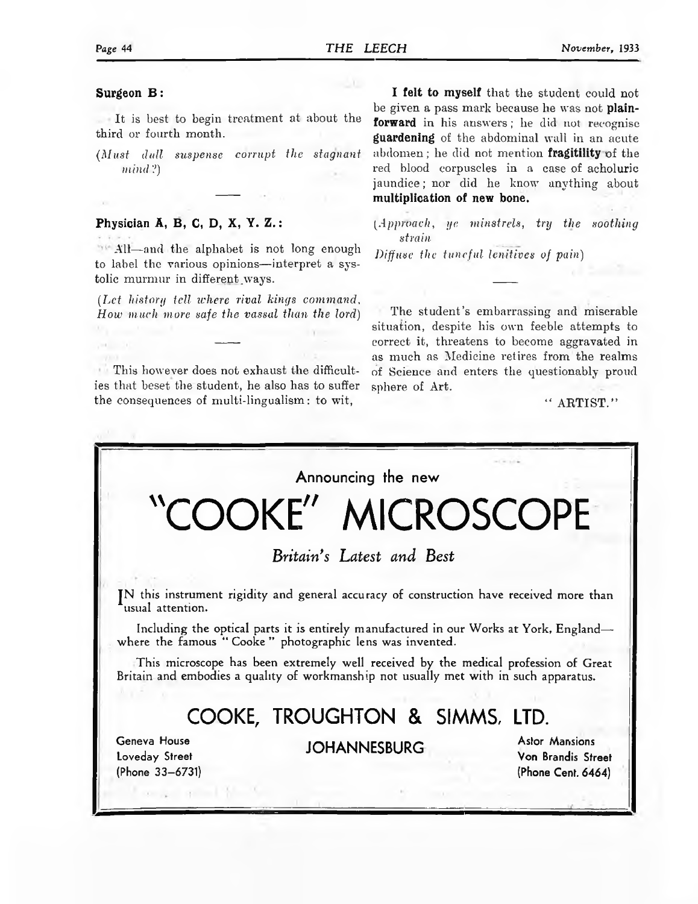**Surgeon B:**

It is best to begin treatment at about the third or fourth month.

*(Must dull suspense corrupt the stagnant mind?)*

---

**Physician A, B, C, D, X, Y. Z.:**

All—and the alphabet is not long enough to label the various opinions—interpret a systolic murmur in different ways.

*(Let history tell where rival kings command,*
*How much more safe the vassal than the lord)*

---

This however does not exhaust the difficulties that beset the student, he also has to suffer the consequences of multi-lingualism: to wit,

**I felt to myself** that the student could not be given a pass mark because he was not **plainforward** in his answers; he did not recognise **guardening** of the abdominal wall in an acute abdomen; he did not mention **fragitility** of the red blood corpuscles in a case of acholuric jaundice; nor did he know anything about **multiplication of new bone.**

*(Approach, ye minstrels, try the soothing strain*
*Diffuse the tuneful lenitives of pain)*

---

The student's embarrassing and miserable situation, despite his own feeble attempts to correct it, threatens to become aggravated in as much as Medicine retires from the realms of Science and enters the questionably proud sphere of Art.

"ARTIST."

---

Announcing the new

# "COOKE" MICROSCOPE

*Britain's Latest and Best*

IN this instrument rigidity and general accuracy of construction have received more than usual attention.

Including the optical parts it is entirely manufactured in our Works at York, England—where the famous "Cooke" photographic lens was invented.

This microscope has been extremely well received by the medical profession of Great Britain and embodies a quality of workmanship not usually met with in such apparatus.

## COOKE, TROUGHTON & SIMMS, LTD.

**JOHANNESBURG**

Geneva House
Loveday Street
(Phone 33–6731)

Astor Mansions
Von Brandis Street
(Phone Cent. 6464)